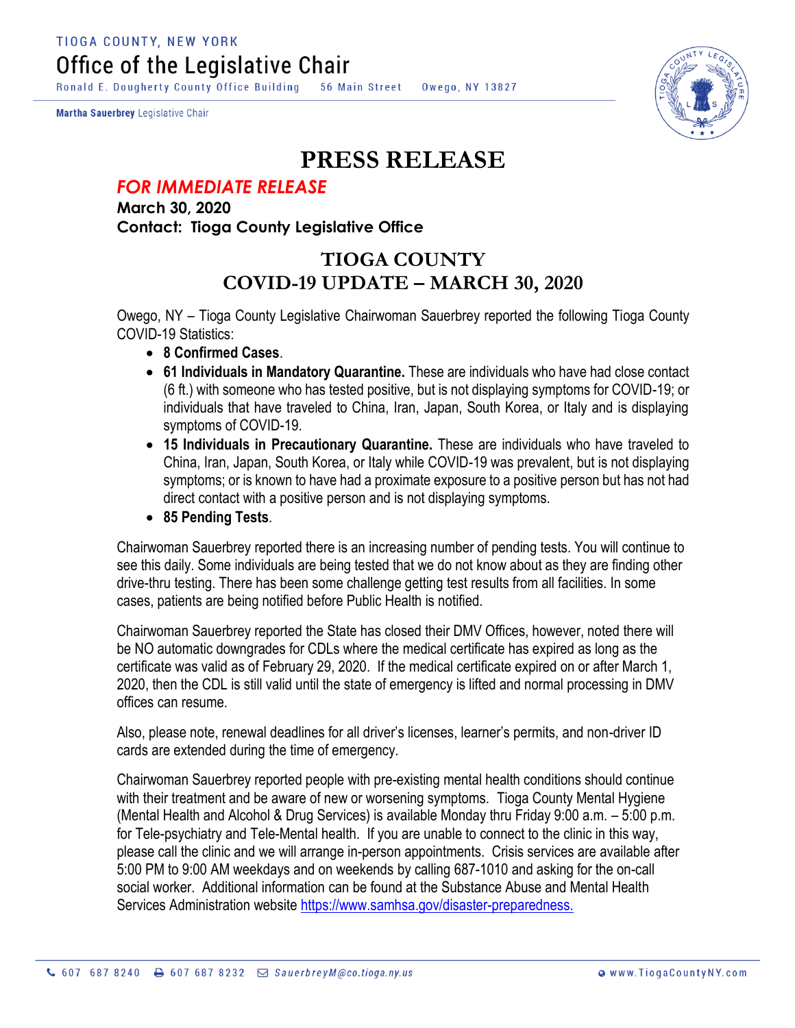TIOGA COUNTY, NEW YORK

# Office of the Legislative Chair

Ronald E. Dougherty County Office Building 56 Main Street Owego, NY 13827

**Martha Sauerbrey** Legislative Chair

# PRESS RELEASE

***FOR IMMEDIATE RELEASE***

**March 30, 2020**

**Contact: Tioga County Legislative Office**

## TIOGA COUNTY
## COVID-19 UPDATE – MARCH 30, 2020

Owego, NY – Tioga County Legislative Chairwoman Sauerbrey reported the following Tioga County COVID-19 Statistics:

- **8 Confirmed Cases**.
- **61 Individuals in Mandatory Quarantine.** These are individuals who have had close contact (6 ft.) with someone who has tested positive, but is not displaying symptoms for COVID-19; or individuals that have traveled to China, Iran, Japan, South Korea, or Italy and is displaying symptoms of COVID-19.
- **15 Individuals in Precautionary Quarantine.** These are individuals who have traveled to China, Iran, Japan, South Korea, or Italy while COVID-19 was prevalent, but is not displaying symptoms; or is known to have had a proximate exposure to a positive person but has not had direct contact with a positive person and is not displaying symptoms.
- **85 Pending Tests**.

Chairwoman Sauerbrey reported there is an increasing number of pending tests. You will continue to see this daily. Some individuals are being tested that we do not know about as they are finding other drive-thru testing. There has been some challenge getting test results from all facilities. In some cases, patients are being notified before Public Health is notified.

Chairwoman Sauerbrey reported the State has closed their DMV Offices, however, noted there will be NO automatic downgrades for CDLs where the medical certificate has expired as long as the certificate was valid as of February 29, 2020. If the medical certificate expired on or after March 1, 2020, then the CDL is still valid until the state of emergency is lifted and normal processing in DMV offices can resume.

Also, please note, renewal deadlines for all driver's licenses, learner's permits, and non-driver ID cards are extended during the time of emergency.

Chairwoman Sauerbrey reported people with pre-existing mental health conditions should continue with their treatment and be aware of new or worsening symptoms. Tioga County Mental Hygiene (Mental Health and Alcohol & Drug Services) is available Monday thru Friday 9:00 a.m. – 5:00 p.m. for Tele-psychiatry and Tele-Mental health. If you are unable to connect to the clinic in this way, please call the clinic and we will arrange in-person appointments. Crisis services are available after 5:00 PM to 9:00 AM weekdays and on weekends by calling 687-1010 and asking for the on-call social worker. Additional information can be found at the Substance Abuse and Mental Health Services Administration website https://www.samhsa.gov/disaster-preparedness.

607 687 8240 607 687 8232 SauerbreyM@co.tioga.ny.us www.TiogaCountyNY.com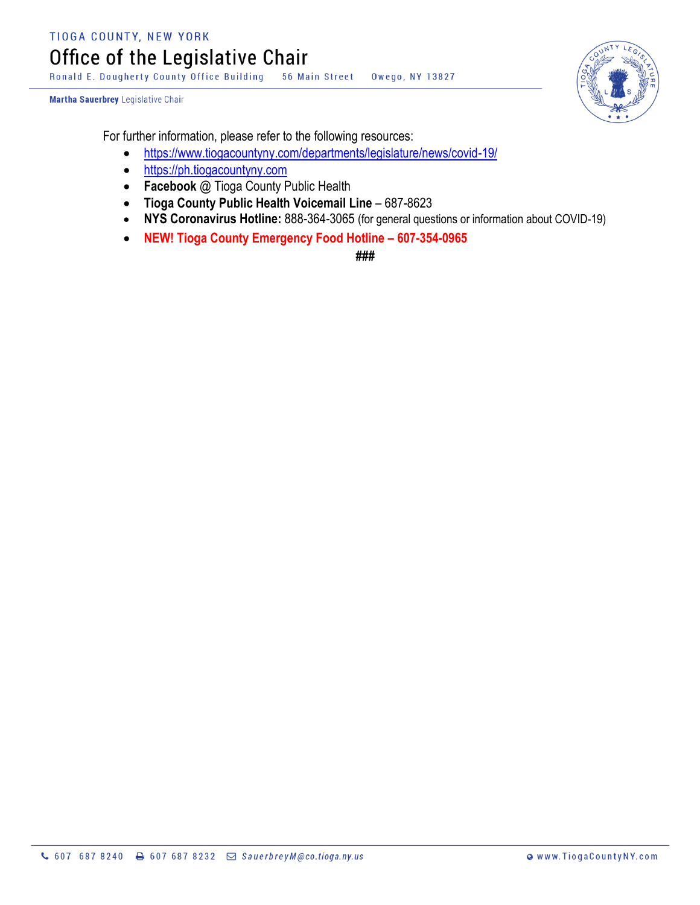For further information, please refer to the following resources:

- https://www.tiogacountyny.com/departments/legislature/news/covid-19/
- https://ph.tiogacountyny.com
- **Facebook** @ Tioga County Public Health
- **Tioga County Public Health Voicemail Line** – 687-8623
- **NYS Coronavirus Hotline:** 888-364-3065 (for general questions or information about COVID-19)
- **NEW! Tioga County Emergency Food Hotline – 607-354-0965**

###